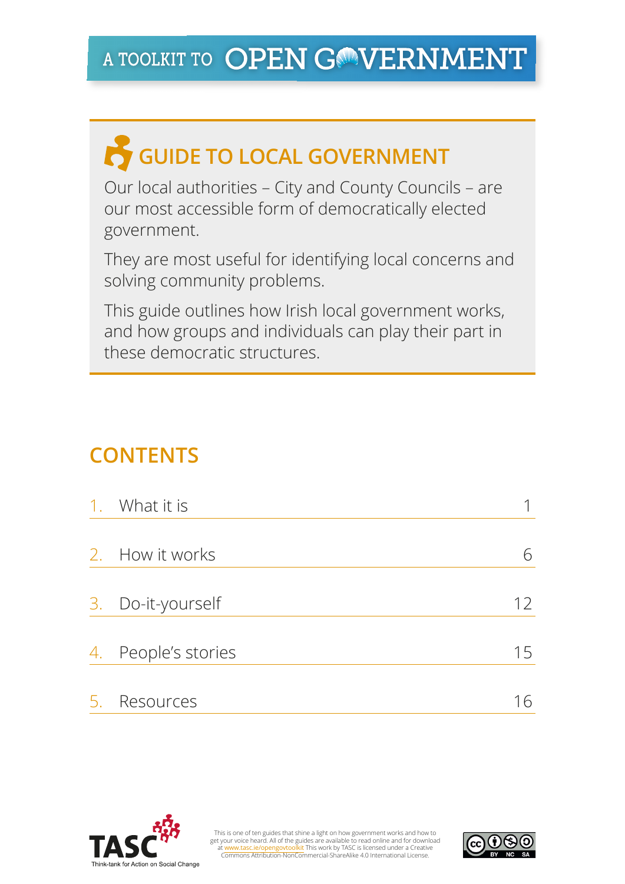# A TOOLKIT TO OPEN GOVERNMENT

## GUIDE TO LOCAL GOVERNMENT

Our local authorities – City and County Councils – are our most accessible form of democratically elected government.

They are most useful for identifying local concerns and solving community problems.

This guide outlines how Irish local government works, and how groups and individuals can play their part in these democratic structures.

## CONTENTS

| | | |
|---|---|---|
| 1. | What it is | 1 |
| 2. | How it works | 6 |
| 3. | Do-it-yourself | 12 |
| 4. | People's stories | 15 |
| 5. | Resources | 16 |

TASC
Think-tank for Action on Social Change

This is one of ten guides that shine a light on how government works and how to get your voice heard. All of the guides are available to read online and for download at www.tasc.ie/opengovtoolkit This work by TASC is licensed under a Creative Commons Attribution-NonCommercial-ShareAlike 4.0 International License.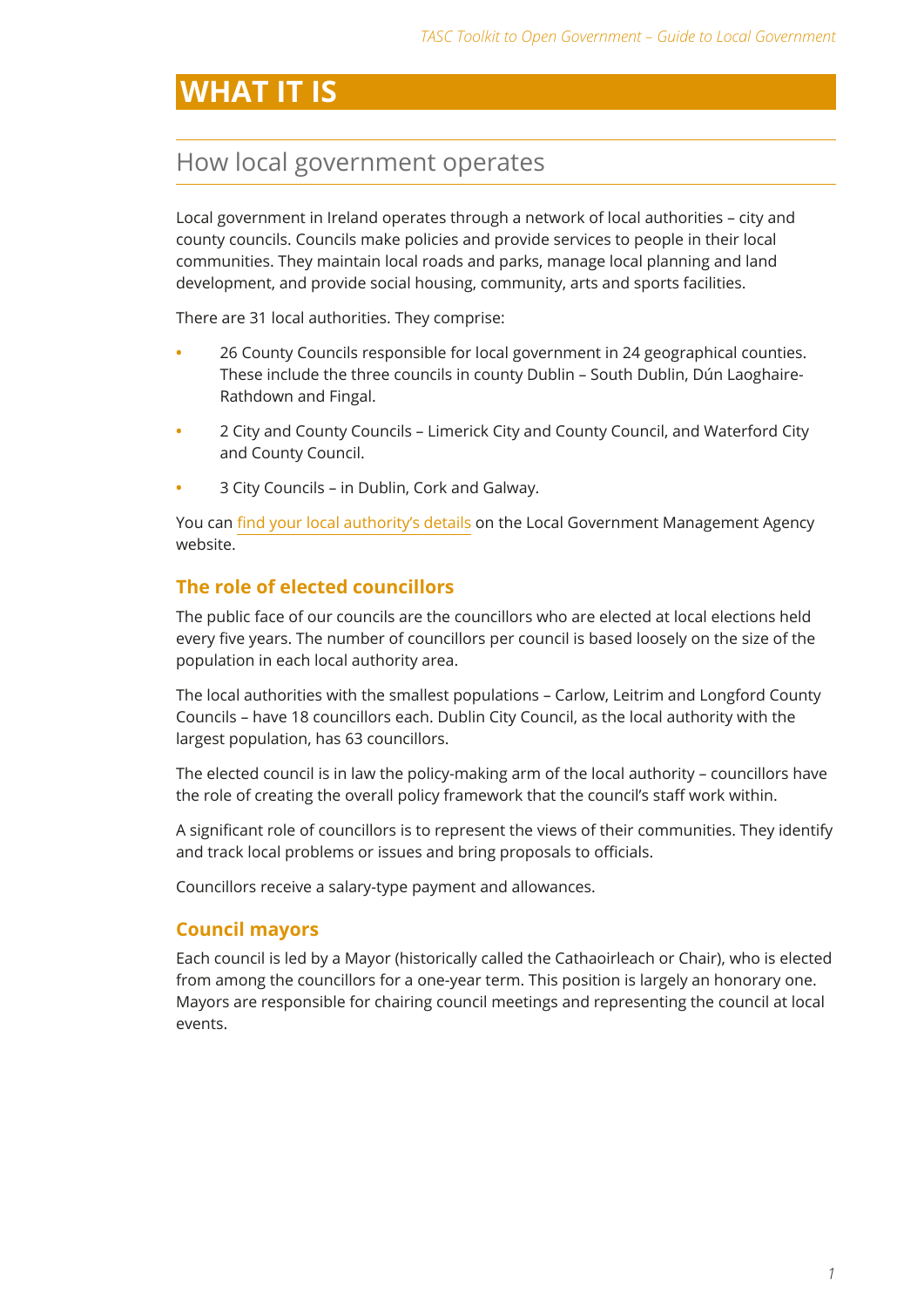# WHAT IT IS

## How local government operates

Local government in Ireland operates through a network of local authorities – city and county councils. Councils make policies and provide services to people in their local communities. They maintain local roads and parks, manage local planning and land development, and provide social housing, community, arts and sports facilities.

There are 31 local authorities. They comprise:

- 26 County Councils responsible for local government in 24 geographical counties. These include the three councils in county Dublin – South Dublin, Dún Laoghaire-Rathdown and Fingal.
- 2 City and County Councils – Limerick City and County Council, and Waterford City and County Council.
- 3 City Councils – in Dublin, Cork and Galway.

You can find your local authority's details on the Local Government Management Agency website.

### The role of elected councillors

The public face of our councils are the councillors who are elected at local elections held every five years. The number of councillors per council is based loosely on the size of the population in each local authority area.

The local authorities with the smallest populations – Carlow, Leitrim and Longford County Councils – have 18 councillors each. Dublin City Council, as the local authority with the largest population, has 63 councillors.

The elected council is in law the policy-making arm of the local authority – councillors have the role of creating the overall policy framework that the council's staff work within.

A significant role of councillors is to represent the views of their communities. They identify and track local problems or issues and bring proposals to officials.

Councillors receive a salary-type payment and allowances.

### Council mayors

Each council is led by a Mayor (historically called the Cathaoirleach or Chair), who is elected from among the councillors for a one-year term. This position is largely an honorary one. Mayors are responsible for chairing council meetings and representing the council at local events.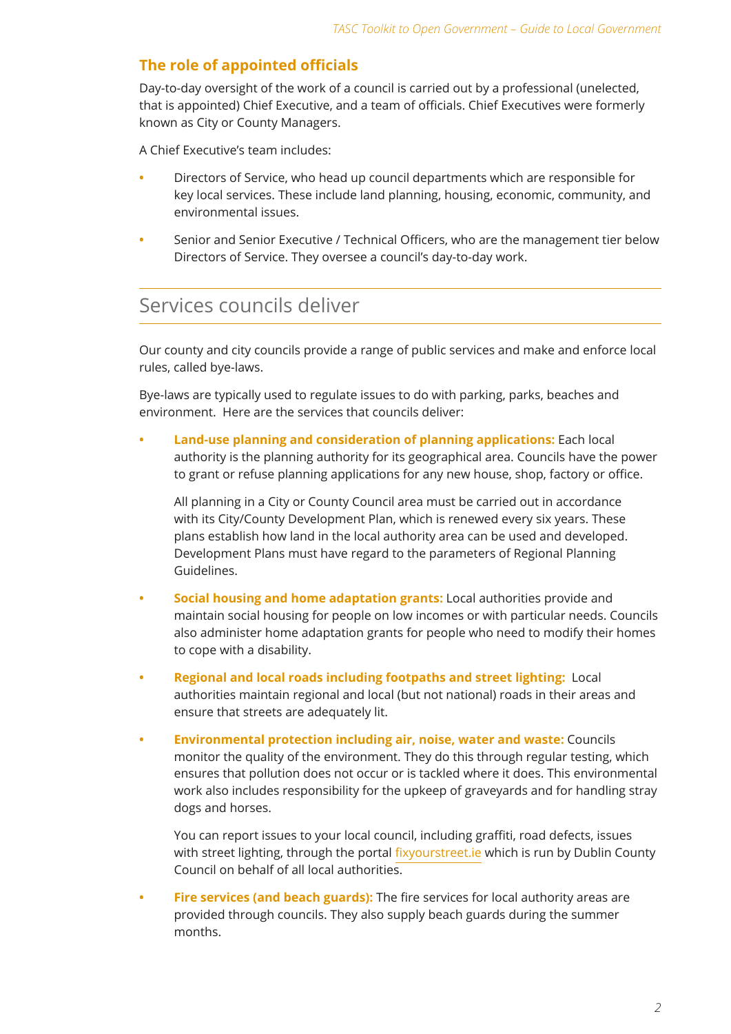### The role of appointed officials

Day-to-day oversight of the work of a council is carried out by a professional (unelected, that is appointed) Chief Executive, and a team of officials. Chief Executives were formerly known as City or County Managers.

A Chief Executive's team includes:

- Directors of Service, who head up council departments which are responsible for key local services. These include land planning, housing, economic, community, and environmental issues.
- Senior and Senior Executive / Technical Officers, who are the management tier below Directors of Service. They oversee a council's day-to-day work.

## Services councils deliver

Our county and city councils provide a range of public services and make and enforce local rules, called bye-laws.

Bye-laws are typically used to regulate issues to do with parking, parks, beaches and environment. Here are the services that councils deliver:

- **Land-use planning and consideration of planning applications:** Each local authority is the planning authority for its geographical area. Councils have the power to grant or refuse planning applications for any new house, shop, factory or office.

  All planning in a City or County Council area must be carried out in accordance with its City/County Development Plan, which is renewed every six years. These plans establish how land in the local authority area can be used and developed. Development Plans must have regard to the parameters of Regional Planning Guidelines.

- **Social housing and home adaptation grants:** Local authorities provide and maintain social housing for people on low incomes or with particular needs. Councils also administer home adaptation grants for people who need to modify their homes to cope with a disability.

- **Regional and local roads including footpaths and street lighting:** Local authorities maintain regional and local (but not national) roads in their areas and ensure that streets are adequately lit.

- **Environmental protection including air, noise, water and waste:** Councils monitor the quality of the environment. They do this through regular testing, which ensures that pollution does not occur or is tackled where it does. This environmental work also includes responsibility for the upkeep of graveyards and for handling stray dogs and horses.

  You can report issues to your local council, including graffiti, road defects, issues with street lighting, through the portal fixyourstreet.ie which is run by Dublin County Council on behalf of all local authorities.

- **Fire services (and beach guards):** The fire services for local authority areas are provided through councils. They also supply beach guards during the summer months.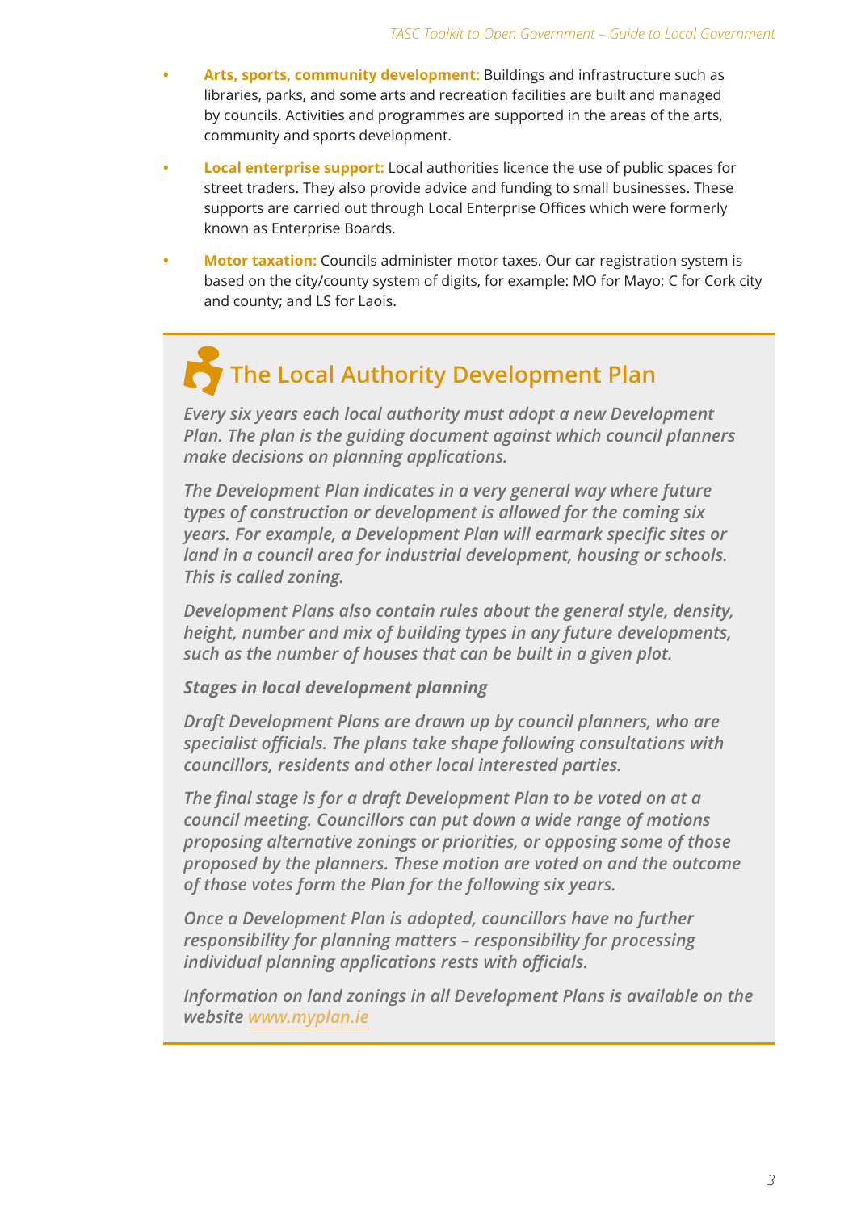- **Arts, sports, community development:** Buildings and infrastructure such as libraries, parks, and some arts and recreation facilities are built and managed by councils. Activities and programmes are supported in the areas of the arts, community and sports development.
- **Local enterprise support:** Local authorities licence the use of public spaces for street traders. They also provide advice and funding to small businesses. These supports are carried out through Local Enterprise Offices which were formerly known as Enterprise Boards.
- **Motor taxation:** Councils administer motor taxes. Our car registration system is based on the city/county system of digits, for example: MO for Mayo; C for Cork city and county; and LS for Laois.

## The Local Authority Development Plan

*Every six years each local authority must adopt a new Development Plan. The plan is the guiding document against which council planners make decisions on planning applications.*

*The Development Plan indicates in a very general way where future types of construction or development is allowed for the coming six years. For example, a Development Plan will earmark specific sites or land in a council area for industrial development, housing or schools. This is called zoning.*

*Development Plans also contain rules about the general style, density, height, number and mix of building types in any future developments, such as the number of houses that can be built in a given plot.*

***Stages in local development planning***

*Draft Development Plans are drawn up by council planners, who are specialist officials. The plans take shape following consultations with councillors, residents and other local interested parties.*

*The final stage is for a draft Development Plan to be voted on at a council meeting. Councillors can put down a wide range of motions proposing alternative zonings or priorities, or opposing some of those proposed by the planners. These motion are voted on and the outcome of those votes form the Plan for the following six years.*

*Once a Development Plan is adopted, councillors have no further responsibility for planning matters – responsibility for processing individual planning applications rests with officials.*

*Information on land zonings in all Development Plans is available on the website [www.myplan.ie](http://www.myplan.ie)*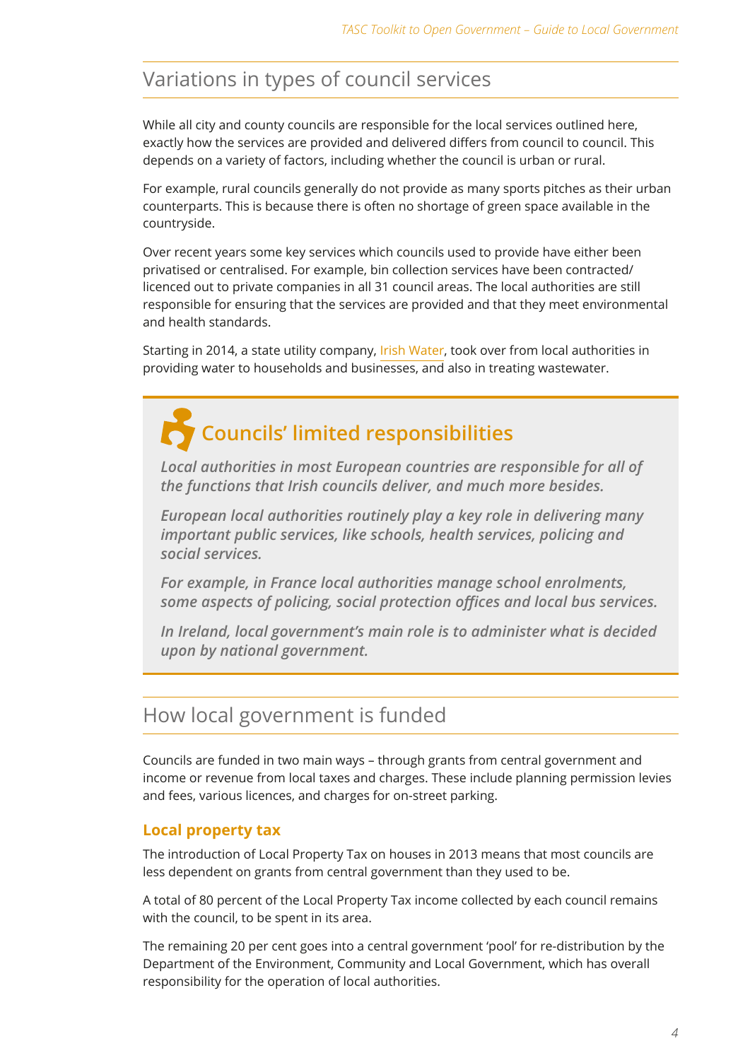## Variations in types of council services

While all city and county councils are responsible for the local services outlined here, exactly how the services are provided and delivered differs from council to council. This depends on a variety of factors, including whether the council is urban or rural.

For example, rural councils generally do not provide as many sports pitches as their urban counterparts. This is because there is often no shortage of green space available in the countryside.

Over recent years some key services which councils used to provide have either been privatised or centralised. For example, bin collection services have been contracted/licenced out to private companies in all 31 council areas. The local authorities are still responsible for ensuring that the services are provided and that they meet environmental and health standards.

Starting in 2014, a state utility company, Irish Water, took over from local authorities in providing water to households and businesses, and also in treating wastewater.

> ### Councils' limited responsibilities
>
> ***Local authorities in most European countries are responsible for all of the functions that Irish councils deliver, and much more besides.***
>
> ***European local authorities routinely play a key role in delivering many important public services, like schools, health services, policing and social services.***
>
> ***For example, in France local authorities manage school enrolments, some aspects of policing, social protection offices and local bus services.***
>
> ***In Ireland, local government's main role is to administer what is decided upon by national government.***

## How local government is funded

Councils are funded in two main ways – through grants from central government and income or revenue from local taxes and charges. These include planning permission levies and fees, various licences, and charges for on-street parking.

### Local property tax

The introduction of Local Property Tax on houses in 2013 means that most councils are less dependent on grants from central government than they used to be.

A total of 80 percent of the Local Property Tax income collected by each council remains with the council, to be spent in its area.

The remaining 20 per cent goes into a central government 'pool' for re-distribution by the Department of the Environment, Community and Local Government, which has overall responsibility for the operation of local authorities.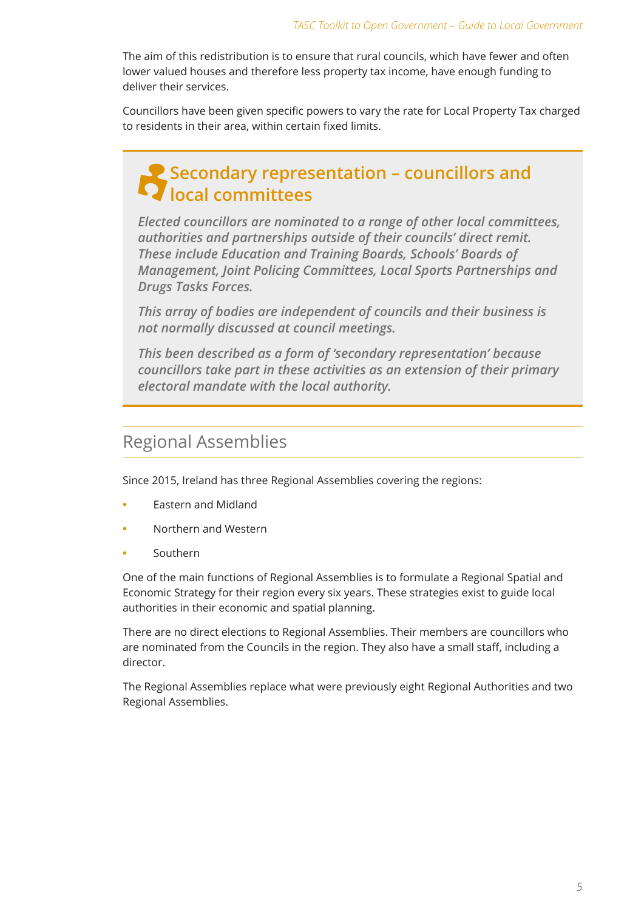The aim of this redistribution is to ensure that rural councils, which have fewer and often lower valued houses and therefore less property tax income, have enough funding to deliver their services.

Councillors have been given specific powers to vary the rate for Local Property Tax charged to residents in their area, within certain fixed limits.

### Secondary representation – councillors and local committees

***Elected councillors are nominated to a range of other local committees, authorities and partnerships outside of their councils' direct remit. These include Education and Training Boards, Schools' Boards of Management, Joint Policing Committees, Local Sports Partnerships and Drugs Tasks Forces.***

***This array of bodies are independent of councils and their business is not normally discussed at council meetings.***

***This been described as a form of 'secondary representation' because councillors take part in these activities as an extension of their primary electoral mandate with the local authority.***

## Regional Assemblies

Since 2015, Ireland has three Regional Assemblies covering the regions:

- Eastern and Midland
- Northern and Western
- Southern

One of the main functions of Regional Assemblies is to formulate a Regional Spatial and Economic Strategy for their region every six years. These strategies exist to guide local authorities in their economic and spatial planning.

There are no direct elections to Regional Assemblies. Their members are councillors who are nominated from the Councils in the region. They also have a small staff, including a director.

The Regional Assemblies replace what were previously eight Regional Authorities and two Regional Assemblies.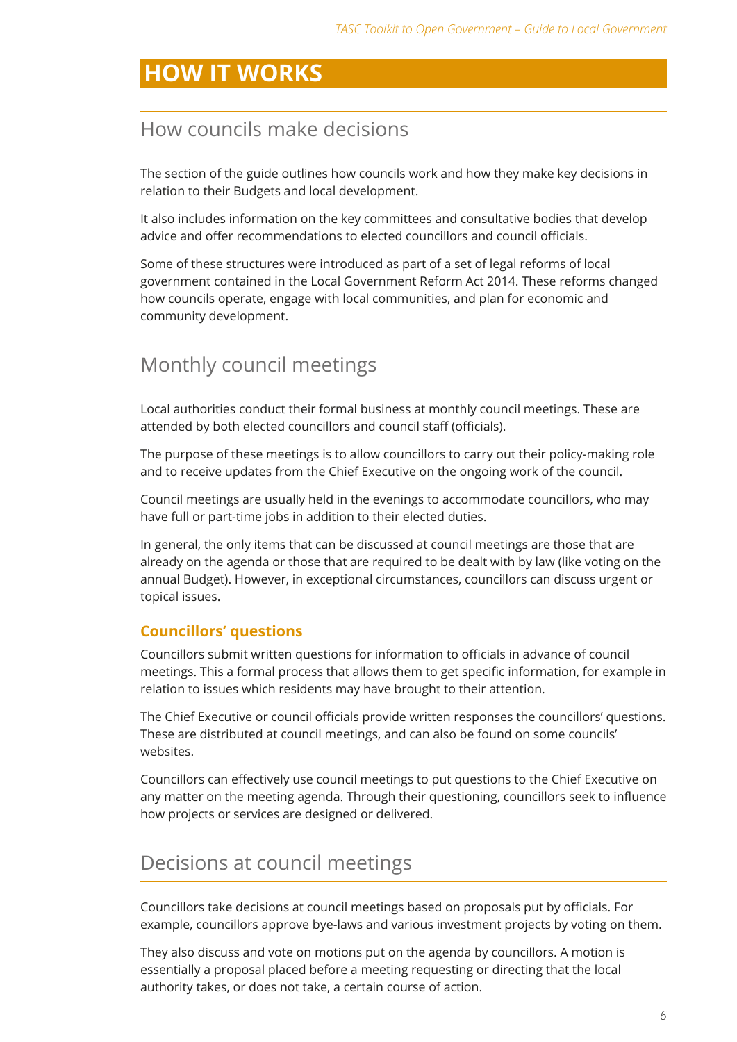# HOW IT WORKS

## How councils make decisions

The section of the guide outlines how councils work and how they make key decisions in relation to their Budgets and local development.

It also includes information on the key committees and consultative bodies that develop advice and offer recommendations to elected councillors and council officials.

Some of these structures were introduced as part of a set of legal reforms of local government contained in the Local Government Reform Act 2014. These reforms changed how councils operate, engage with local communities, and plan for economic and community development.

## Monthly council meetings

Local authorities conduct their formal business at monthly council meetings. These are attended by both elected councillors and council staff (officials).

The purpose of these meetings is to allow councillors to carry out their policy-making role and to receive updates from the Chief Executive on the ongoing work of the council.

Council meetings are usually held in the evenings to accommodate councillors, who may have full or part-time jobs in addition to their elected duties.

In general, the only items that can be discussed at council meetings are those that are already on the agenda or those that are required to be dealt with by law (like voting on the annual Budget). However, in exceptional circumstances, councillors can discuss urgent or topical issues.

### Councillors' questions

Councillors submit written questions for information to officials in advance of council meetings. This a formal process that allows them to get specific information, for example in relation to issues which residents may have brought to their attention.

The Chief Executive or council officials provide written responses the councillors' questions. These are distributed at council meetings, and can also be found on some councils' websites.

Councillors can effectively use council meetings to put questions to the Chief Executive on any matter on the meeting agenda. Through their questioning, councillors seek to influence how projects or services are designed or delivered.

## Decisions at council meetings

Councillors take decisions at council meetings based on proposals put by officials. For example, councillors approve bye-laws and various investment projects by voting on them.

They also discuss and vote on motions put on the agenda by councillors. A motion is essentially a proposal placed before a meeting requesting or directing that the local authority takes, or does not take, a certain course of action.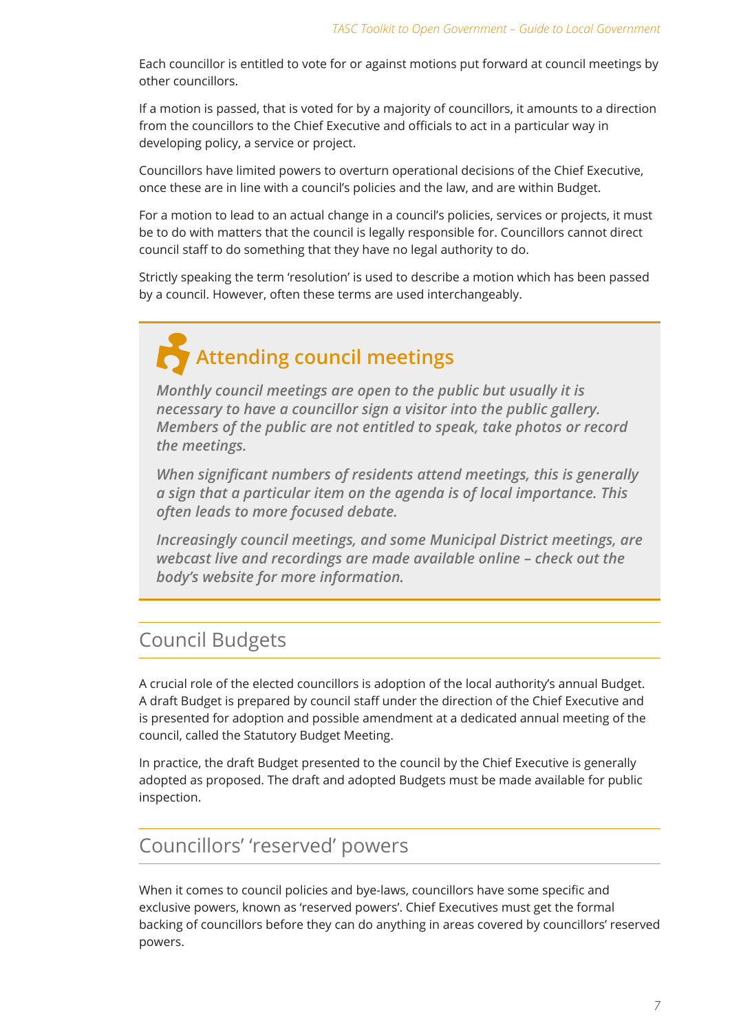Each councillor is entitled to vote for or against motions put forward at council meetings by other councillors.

If a motion is passed, that is voted for by a majority of councillors, it amounts to a direction from the councillors to the Chief Executive and officials to act in a particular way in developing policy, a service or project.

Councillors have limited powers to overturn operational decisions of the Chief Executive, once these are in line with a council's policies and the law, and are within Budget.

For a motion to lead to an actual change in a council's policies, services or projects, it must be to do with matters that the council is legally responsible for. Councillors cannot direct council staff to do something that they have no legal authority to do.

Strictly speaking the term 'resolution' is used to describe a motion which has been passed by a council. However, often these terms are used interchangeably.

### Attending council meetings

***Monthly council meetings are open to the public but usually it is necessary to have a councillor sign a visitor into the public gallery. Members of the public are not entitled to speak, take photos or record the meetings.***

***When significant numbers of residents attend meetings, this is generally a sign that a particular item on the agenda is of local importance. This often leads to more focused debate.***

***Increasingly council meetings, and some Municipal District meetings, are webcast live and recordings are made available online – check out the body's website for more information.***

## Council Budgets

A crucial role of the elected councillors is adoption of the local authority's annual Budget. A draft Budget is prepared by council staff under the direction of the Chief Executive and is presented for adoption and possible amendment at a dedicated annual meeting of the council, called the Statutory Budget Meeting.

In practice, the draft Budget presented to the council by the Chief Executive is generally adopted as proposed. The draft and adopted Budgets must be made available for public inspection.

## Councillors' 'reserved' powers

When it comes to council policies and bye-laws, councillors have some specific and exclusive powers, known as 'reserved powers'. Chief Executives must get the formal backing of councillors before they can do anything in areas covered by councillors' reserved powers.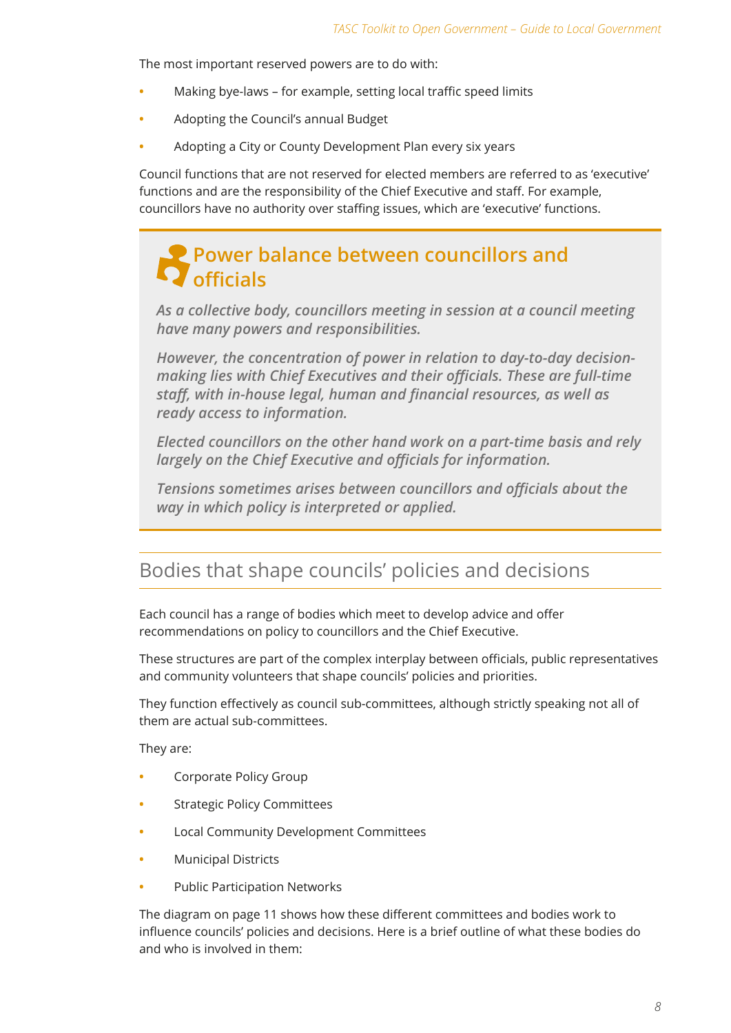The most important reserved powers are to do with:

- Making bye-laws – for example, setting local traffic speed limits
- Adopting the Council's annual Budget
- Adopting a City or County Development Plan every six years

Council functions that are not reserved for elected members are referred to as 'executive' functions and are the responsibility of the Chief Executive and staff. For example, councillors have no authority over staffing issues, which are 'executive' functions.

### Power balance between councillors and officials

***As a collective body, councillors meeting in session at a council meeting have many powers and responsibilities.***

***However, the concentration of power in relation to day-to-day decision-making lies with Chief Executives and their officials. These are full-time staff, with in-house legal, human and financial resources, as well as ready access to information.***

***Elected councillors on the other hand work on a part-time basis and rely largely on the Chief Executive and officials for information.***

***Tensions sometimes arises between councillors and officials about the way in which policy is interpreted or applied.***

## Bodies that shape councils' policies and decisions

Each council has a range of bodies which meet to develop advice and offer recommendations on policy to councillors and the Chief Executive.

These structures are part of the complex interplay between officials, public representatives and community volunteers that shape councils' policies and priorities.

They function effectively as council sub-committees, although strictly speaking not all of them are actual sub-committees.

They are:

- Corporate Policy Group
- Strategic Policy Committees
- Local Community Development Committees
- Municipal Districts
- Public Participation Networks

The diagram on page 11 shows how these different committees and bodies work to influence councils' policies and decisions. Here is a brief outline of what these bodies do and who is involved in them: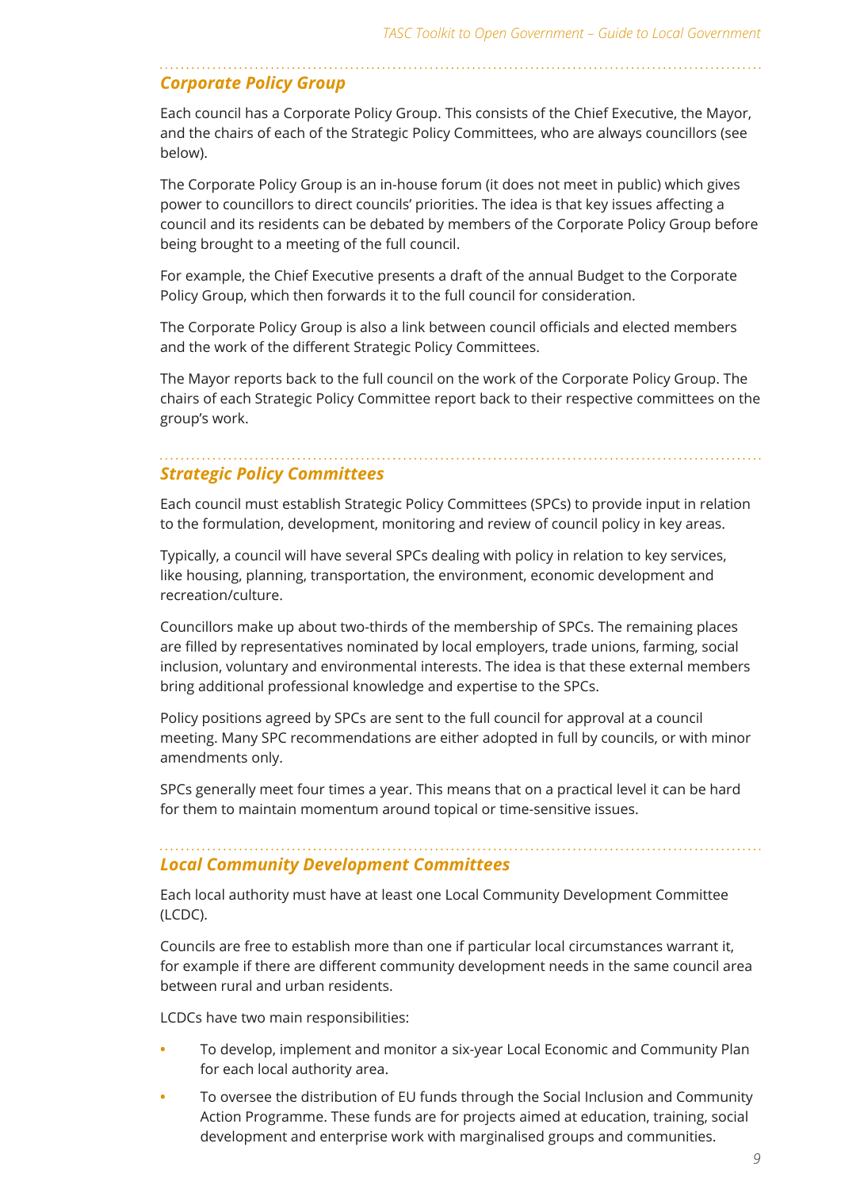### *Corporate Policy Group*

Each council has a Corporate Policy Group. This consists of the Chief Executive, the Mayor, and the chairs of each of the Strategic Policy Committees, who are always councillors (see below).

The Corporate Policy Group is an in-house forum (it does not meet in public) which gives power to councillors to direct councils' priorities. The idea is that key issues affecting a council and its residents can be debated by members of the Corporate Policy Group before being brought to a meeting of the full council.

For example, the Chief Executive presents a draft of the annual Budget to the Corporate Policy Group, which then forwards it to the full council for consideration.

The Corporate Policy Group is also a link between council officials and elected members and the work of the different Strategic Policy Committees.

The Mayor reports back to the full council on the work of the Corporate Policy Group. The chairs of each Strategic Policy Committee report back to their respective committees on the group's work.

### *Strategic Policy Committees*

Each council must establish Strategic Policy Committees (SPCs) to provide input in relation to the formulation, development, monitoring and review of council policy in key areas.

Typically, a council will have several SPCs dealing with policy in relation to key services, like housing, planning, transportation, the environment, economic development and recreation/culture.

Councillors make up about two-thirds of the membership of SPCs. The remaining places are filled by representatives nominated by local employers, trade unions, farming, social inclusion, voluntary and environmental interests. The idea is that these external members bring additional professional knowledge and expertise to the SPCs.

Policy positions agreed by SPCs are sent to the full council for approval at a council meeting. Many SPC recommendations are either adopted in full by councils, or with minor amendments only.

SPCs generally meet four times a year. This means that on a practical level it can be hard for them to maintain momentum around topical or time-sensitive issues.

### *Local Community Development Committees*

Each local authority must have at least one Local Community Development Committee (LCDC).

Councils are free to establish more than one if particular local circumstances warrant it, for example if there are different community development needs in the same council area between rural and urban residents.

LCDCs have two main responsibilities:

- To develop, implement and monitor a six-year Local Economic and Community Plan for each local authority area.
- To oversee the distribution of EU funds through the Social Inclusion and Community Action Programme. These funds are for projects aimed at education, training, social development and enterprise work with marginalised groups and communities.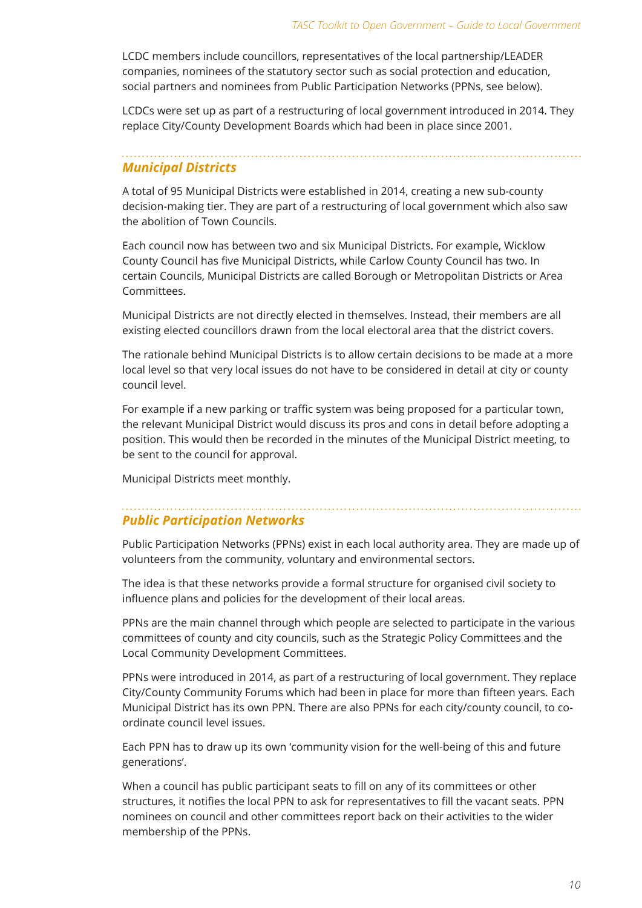LCDC members include councillors, representatives of the local partnership/LEADER companies, nominees of the statutory sector such as social protection and education, social partners and nominees from Public Participation Networks (PPNs, see below).

LCDCs were set up as part of a restructuring of local government introduced in 2014. They replace City/County Development Boards which had been in place since 2001.

## *Municipal Districts*

A total of 95 Municipal Districts were established in 2014, creating a new sub-county decision-making tier. They are part of a restructuring of local government which also saw the abolition of Town Councils.

Each council now has between two and six Municipal Districts. For example, Wicklow County Council has five Municipal Districts, while Carlow County Council has two. In certain Councils, Municipal Districts are called Borough or Metropolitan Districts or Area Committees.

Municipal Districts are not directly elected in themselves. Instead, their members are all existing elected councillors drawn from the local electoral area that the district covers.

The rationale behind Municipal Districts is to allow certain decisions to be made at a more local level so that very local issues do not have to be considered in detail at city or county council level.

For example if a new parking or traffic system was being proposed for a particular town, the relevant Municipal District would discuss its pros and cons in detail before adopting a position. This would then be recorded in the minutes of the Municipal District meeting, to be sent to the council for approval.

Municipal Districts meet monthly.

## *Public Participation Networks*

Public Participation Networks (PPNs) exist in each local authority area. They are made up of volunteers from the community, voluntary and environmental sectors.

The idea is that these networks provide a formal structure for organised civil society to influence plans and policies for the development of their local areas.

PPNs are the main channel through which people are selected to participate in the various committees of county and city councils, such as the Strategic Policy Committees and the Local Community Development Committees.

PPNs were introduced in 2014, as part of a restructuring of local government. They replace City/County Community Forums which had been in place for more than fifteen years. Each Municipal District has its own PPN. There are also PPNs for each city/county council, to co-ordinate council level issues.

Each PPN has to draw up its own 'community vision for the well-being of this and future generations'.

When a council has public participant seats to fill on any of its committees or other structures, it notifies the local PPN to ask for representatives to fill the vacant seats. PPN nominees on council and other committees report back on their activities to the wider membership of the PPNs.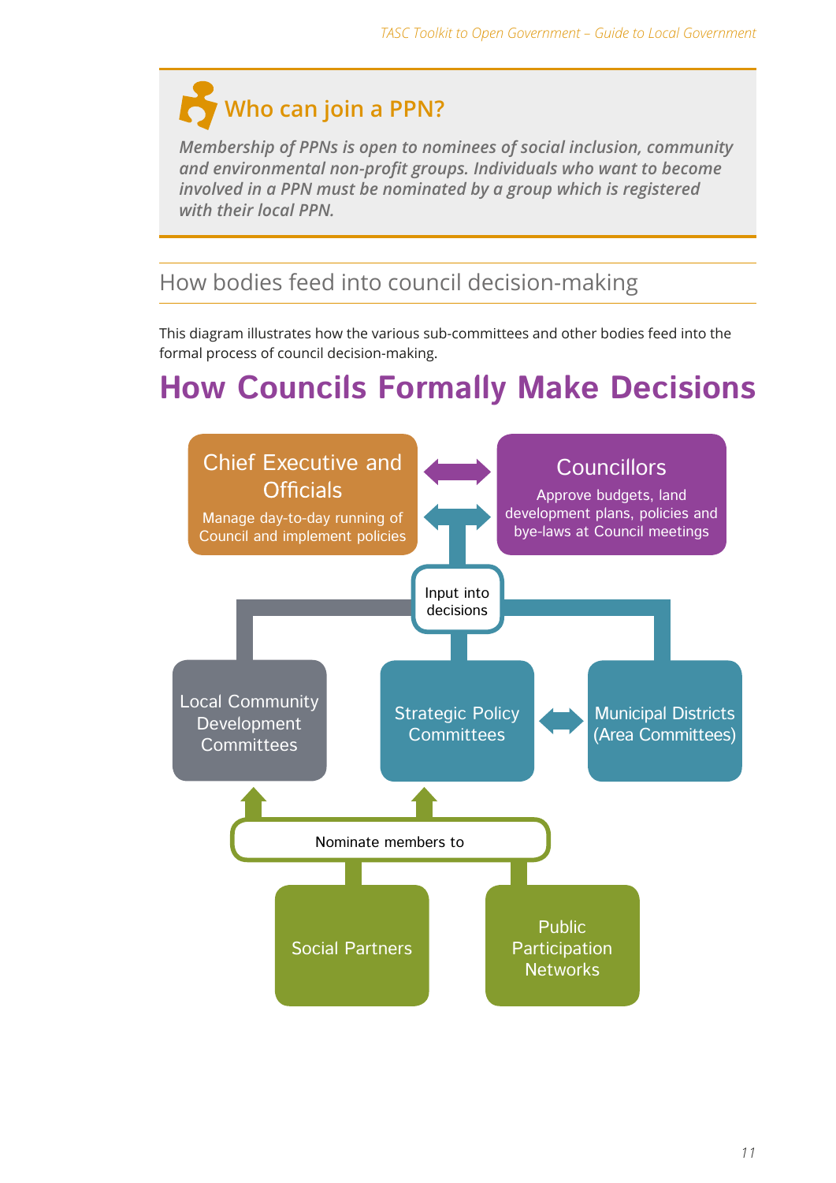## Who can join a PPN?

*Membership of PPNs is open to nominees of social inclusion, community and environmental non-profit groups. Individuals who want to become involved in a PPN must be nominated by a group which is registered with their local PPN.*

## How bodies feed into council decision-making

This diagram illustrates how the various sub-committees and other bodies feed into the formal process of council decision-making.

# How Councils Formally Make Decisions

Chief Executive and Officials
Manage day-to-day running of Council and implement policies

Councillors
Approve budgets, land development plans, policies and bye-laws at Council meetings

Input into decisions

Local Community Development Committees

Strategic Policy Committees

Municipal Districts (Area Committees)

Nominate members to

Social Partners

Public Participation Networks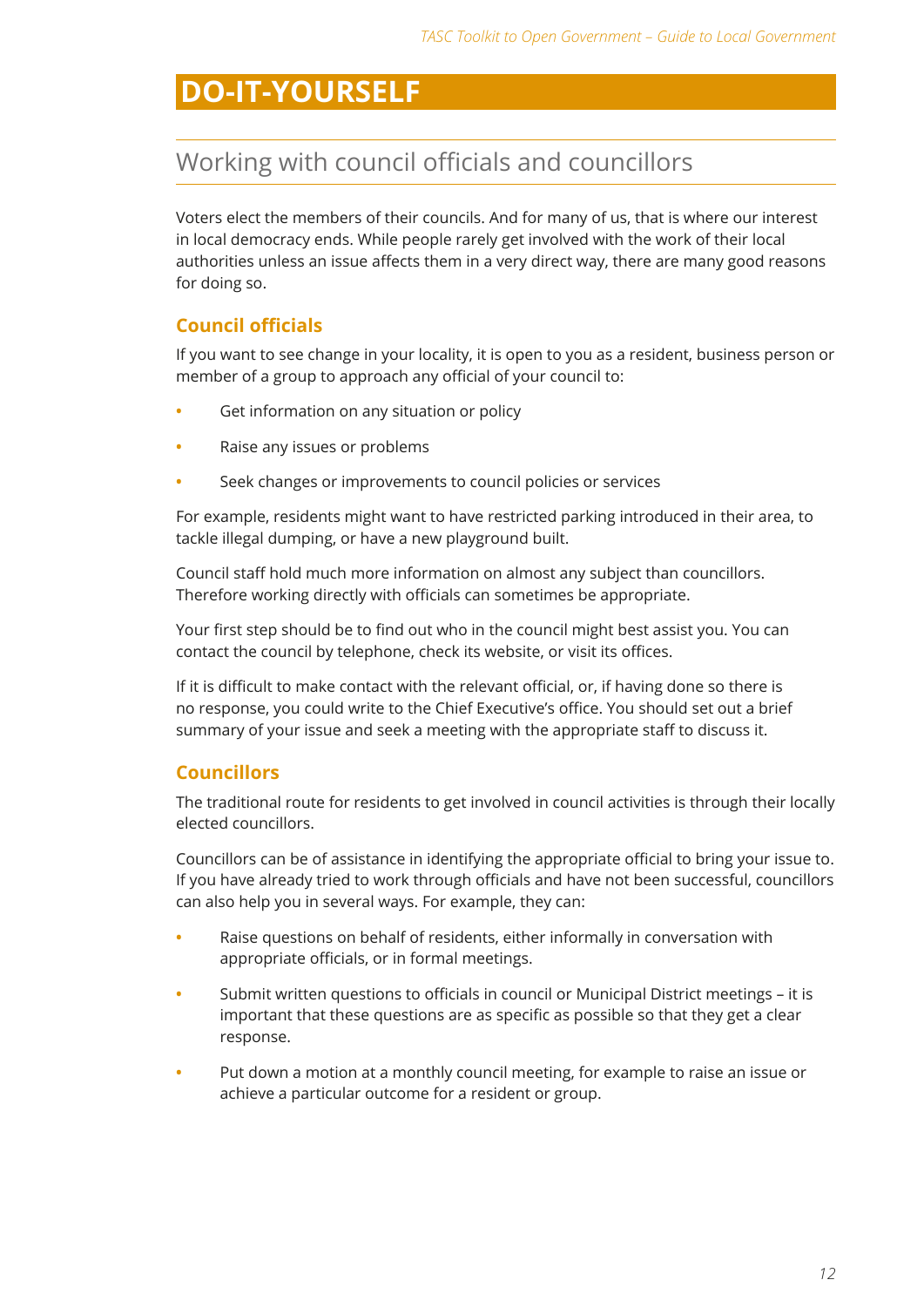# DO-IT-YOURSELF

## Working with council officials and councillors

Voters elect the members of their councils. And for many of us, that is where our interest in local democracy ends. While people rarely get involved with the work of their local authorities unless an issue affects them in a very direct way, there are many good reasons for doing so.

### Council officials

If you want to see change in your locality, it is open to you as a resident, business person or member of a group to approach any official of your council to:

- Get information on any situation or policy
- Raise any issues or problems
- Seek changes or improvements to council policies or services

For example, residents might want to have restricted parking introduced in their area, to tackle illegal dumping, or have a new playground built.

Council staff hold much more information on almost any subject than councillors. Therefore working directly with officials can sometimes be appropriate.

Your first step should be to find out who in the council might best assist you. You can contact the council by telephone, check its website, or visit its offices.

If it is difficult to make contact with the relevant official, or, if having done so there is no response, you could write to the Chief Executive's office. You should set out a brief summary of your issue and seek a meeting with the appropriate staff to discuss it.

### Councillors

The traditional route for residents to get involved in council activities is through their locally elected councillors.

Councillors can be of assistance in identifying the appropriate official to bring your issue to. If you have already tried to work through officials and have not been successful, councillors can also help you in several ways. For example, they can:

- Raise questions on behalf of residents, either informally in conversation with appropriate officials, or in formal meetings.
- Submit written questions to officials in council or Municipal District meetings – it is important that these questions are as specific as possible so that they get a clear response.
- Put down a motion at a monthly council meeting, for example to raise an issue or achieve a particular outcome for a resident or group.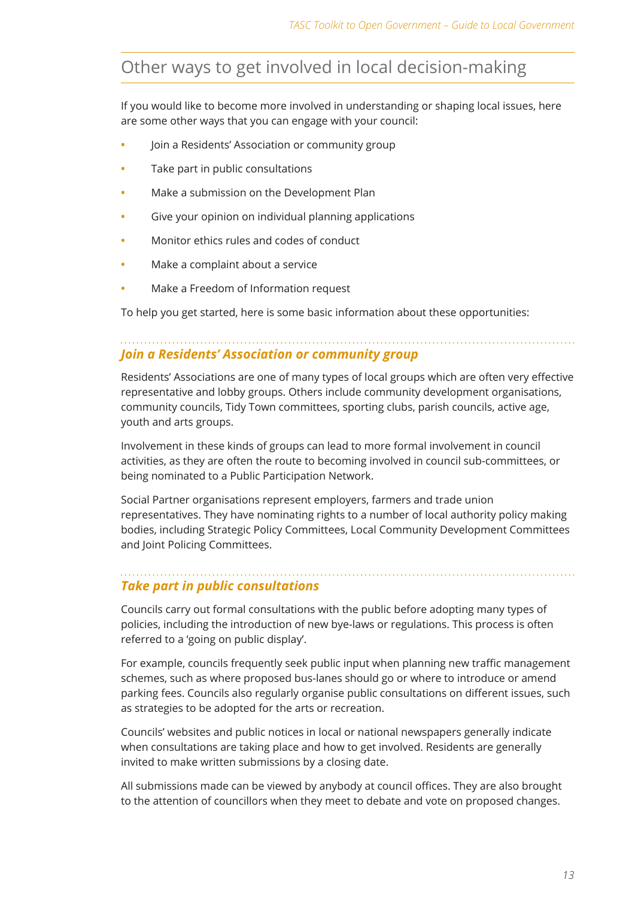## Other ways to get involved in local decision-making

If you would like to become more involved in understanding or shaping local issues, here are some other ways that you can engage with your council:

- Join a Residents' Association or community group
- Take part in public consultations
- Make a submission on the Development Plan
- Give your opinion on individual planning applications
- Monitor ethics rules and codes of conduct
- Make a complaint about a service
- Make a Freedom of Information request

To help you get started, here is some basic information about these opportunities:

### *Join a Residents' Association or community group*

Residents' Associations are one of many types of local groups which are often very effective representative and lobby groups. Others include community development organisations, community councils, Tidy Town committees, sporting clubs, parish councils, active age, youth and arts groups.

Involvement in these kinds of groups can lead to more formal involvement in council activities, as they are often the route to becoming involved in council sub-committees, or being nominated to a Public Participation Network.

Social Partner organisations represent employers, farmers and trade union representatives. They have nominating rights to a number of local authority policy making bodies, including Strategic Policy Committees, Local Community Development Committees and Joint Policing Committees.

### *Take part in public consultations*

Councils carry out formal consultations with the public before adopting many types of policies, including the introduction of new bye-laws or regulations. This process is often referred to a 'going on public display'.

For example, councils frequently seek public input when planning new traffic management schemes, such as where proposed bus-lanes should go or where to introduce or amend parking fees. Councils also regularly organise public consultations on different issues, such as strategies to be adopted for the arts or recreation.

Councils' websites and public notices in local or national newspapers generally indicate when consultations are taking place and how to get involved. Residents are generally invited to make written submissions by a closing date.

All submissions made can be viewed by anybody at council offices. They are also brought to the attention of councillors when they meet to debate and vote on proposed changes.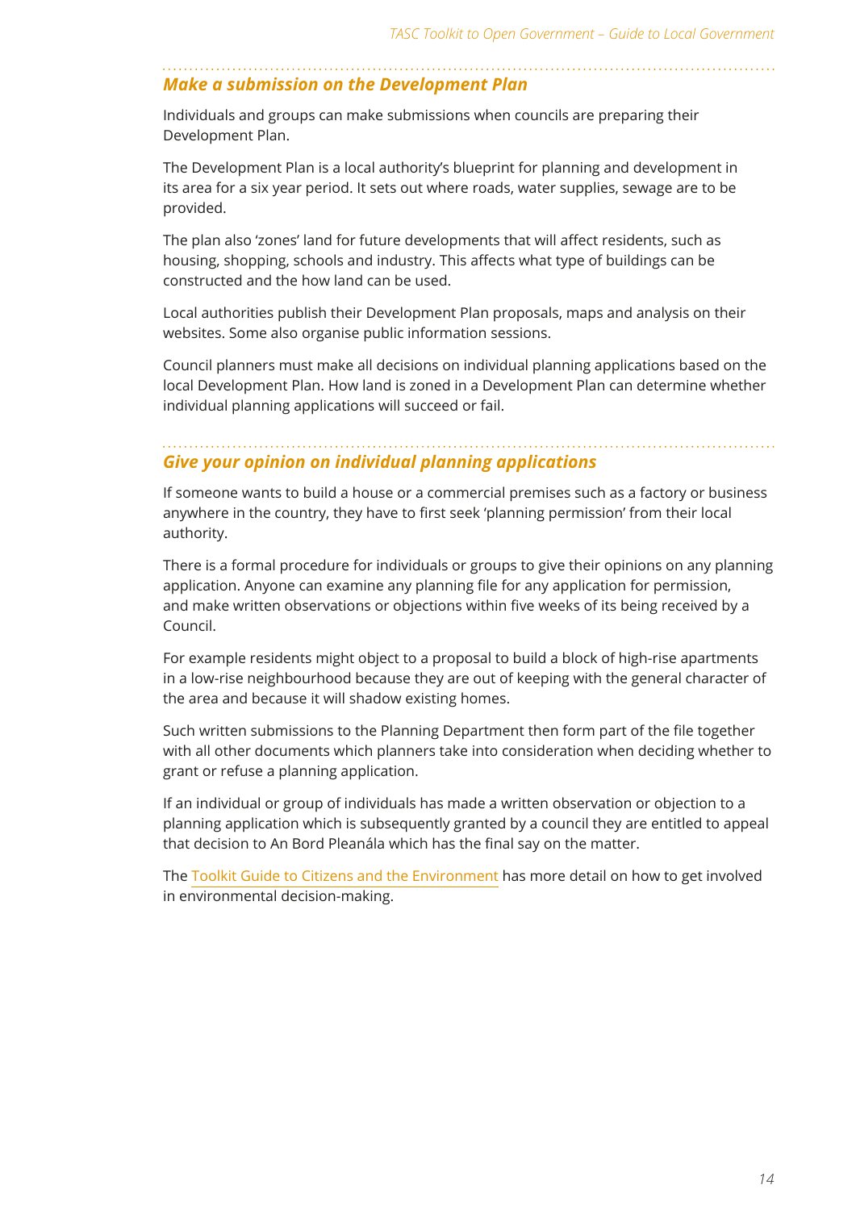### *Make a submission on the Development Plan*

Individuals and groups can make submissions when councils are preparing their Development Plan.

The Development Plan is a local authority's blueprint for planning and development in its area for a six year period. It sets out where roads, water supplies, sewage are to be provided.

The plan also 'zones' land for future developments that will affect residents, such as housing, shopping, schools and industry. This affects what type of buildings can be constructed and the how land can be used.

Local authorities publish their Development Plan proposals, maps and analysis on their websites. Some also organise public information sessions.

Council planners must make all decisions on individual planning applications based on the local Development Plan. How land is zoned in a Development Plan can determine whether individual planning applications will succeed or fail.

### *Give your opinion on individual planning applications*

If someone wants to build a house or a commercial premises such as a factory or business anywhere in the country, they have to first seek 'planning permission' from their local authority.

There is a formal procedure for individuals or groups to give their opinions on any planning application. Anyone can examine any planning file for any application for permission, and make written observations or objections within five weeks of its being received by a Council.

For example residents might object to a proposal to build a block of high-rise apartments in a low-rise neighbourhood because they are out of keeping with the general character of the area and because it will shadow existing homes.

Such written submissions to the Planning Department then form part of the file together with all other documents which planners take into consideration when deciding whether to grant or refuse a planning application.

If an individual or group of individuals has made a written observation or objection to a planning application which is subsequently granted by a council they are entitled to appeal that decision to An Bord Pleanála which has the final say on the matter.

The Toolkit Guide to Citizens and the Environment has more detail on how to get involved in environmental decision-making.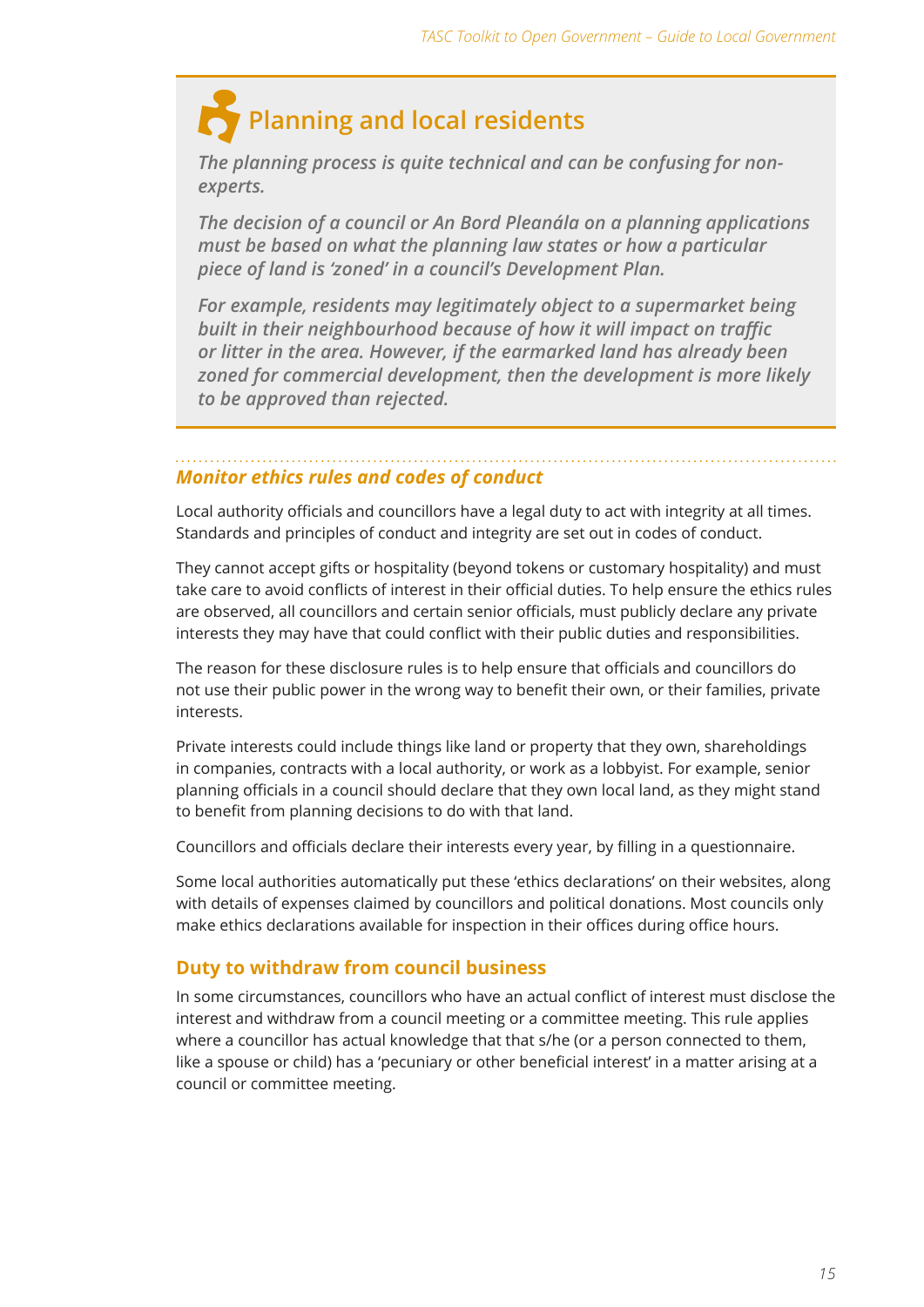## Planning and local residents

*The planning process is quite technical and can be confusing for non-experts.*

*The decision of a council or An Bord Pleanála on a planning applications must be based on what the planning law states or how a particular piece of land is 'zoned' in a council's Development Plan.*

*For example, residents may legitimately object to a supermarket being built in their neighbourhood because of how it will impact on traffic or litter in the area. However, if the earmarked land has already been zoned for commercial development, then the development is more likely to be approved than rejected.*

### *Monitor ethics rules and codes of conduct*

Local authority officials and councillors have a legal duty to act with integrity at all times. Standards and principles of conduct and integrity are set out in codes of conduct.

They cannot accept gifts or hospitality (beyond tokens or customary hospitality) and must take care to avoid conflicts of interest in their official duties. To help ensure the ethics rules are observed, all councillors and certain senior officials, must publicly declare any private interests they may have that could conflict with their public duties and responsibilities.

The reason for these disclosure rules is to help ensure that officials and councillors do not use their public power in the wrong way to benefit their own, or their families, private interests.

Private interests could include things like land or property that they own, shareholdings in companies, contracts with a local authority, or work as a lobbyist. For example, senior planning officials in a council should declare that they own local land, as they might stand to benefit from planning decisions to do with that land.

Councillors and officials declare their interests every year, by filling in a questionnaire.

Some local authorities automatically put these 'ethics declarations' on their websites, along with details of expenses claimed by councillors and political donations. Most councils only make ethics declarations available for inspection in their offices during office hours.

### Duty to withdraw from council business

In some circumstances, councillors who have an actual conflict of interest must disclose the interest and withdraw from a council meeting or a committee meeting. This rule applies where a councillor has actual knowledge that that s/he (or a person connected to them, like a spouse or child) has a 'pecuniary or other beneficial interest' in a matter arising at a council or committee meeting.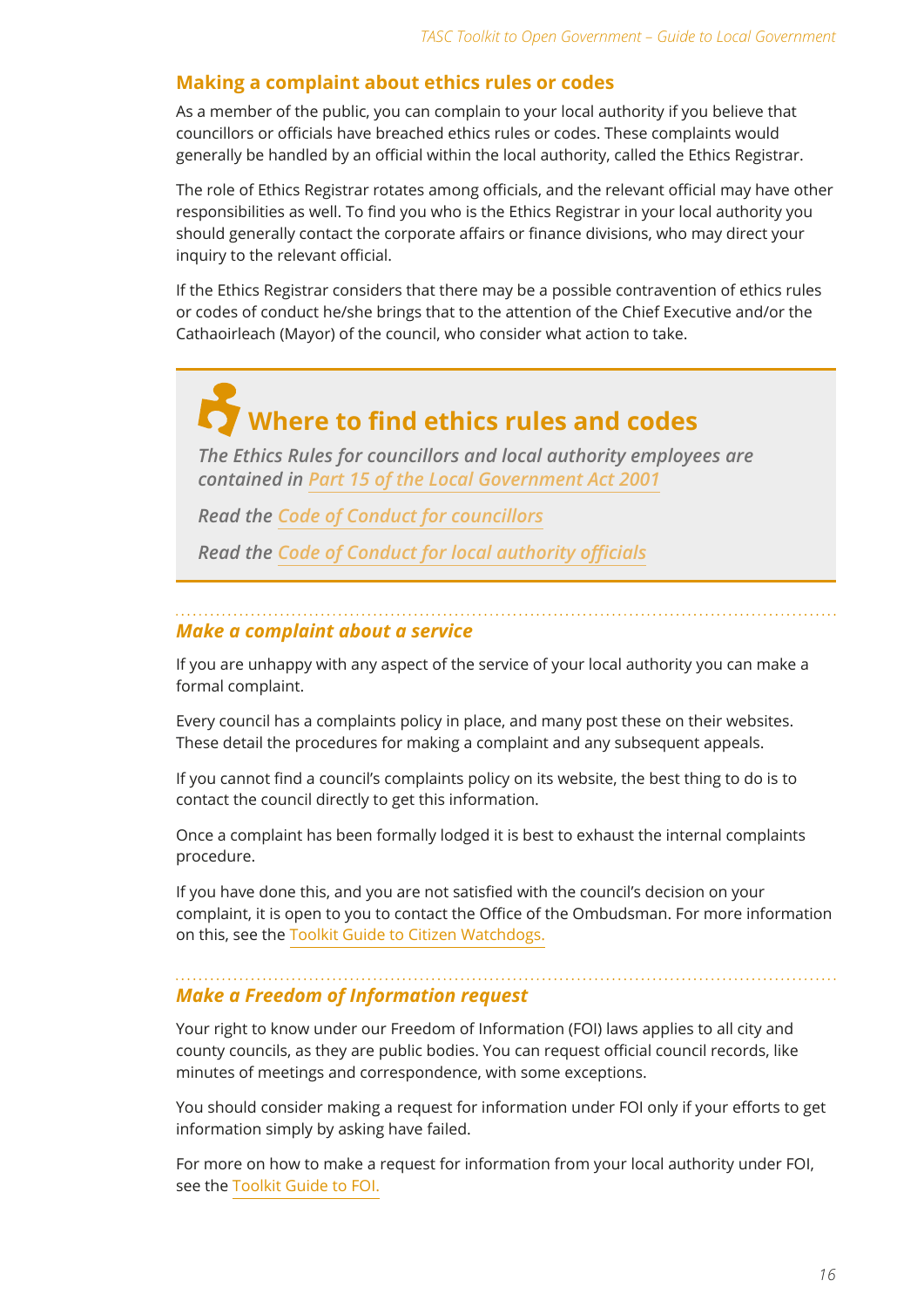## Making a complaint about ethics rules or codes

As a member of the public, you can complain to your local authority if you believe that councillors or officials have breached ethics rules or codes. These complaints would generally be handled by an official within the local authority, called the Ethics Registrar.

The role of Ethics Registrar rotates among officials, and the relevant official may have other responsibilities as well. To find you who is the Ethics Registrar in your local authority you should generally contact the corporate affairs or finance divisions, who may direct your inquiry to the relevant official.

If the Ethics Registrar considers that there may be a possible contravention of ethics rules or codes of conduct he/she brings that to the attention of the Chief Executive and/or the Cathaoirleach (Mayor) of the council, who consider what action to take.

## Where to find ethics rules and codes

*The Ethics Rules for councillors and local authority employees are contained in Part 15 of the Local Government Act 2001*

*Read the Code of Conduct for councillors*

*Read the Code of Conduct for local authority officials*

### *Make a complaint about a service*

If you are unhappy with any aspect of the service of your local authority you can make a formal complaint.

Every council has a complaints policy in place, and many post these on their websites. These detail the procedures for making a complaint and any subsequent appeals.

If you cannot find a council's complaints policy on its website, the best thing to do is to contact the council directly to get this information.

Once a complaint has been formally lodged it is best to exhaust the internal complaints procedure.

If you have done this, and you are not satisfied with the council's decision on your complaint, it is open to you to contact the Office of the Ombudsman. For more information on this, see the Toolkit Guide to Citizen Watchdogs.

### *Make a Freedom of Information request*

Your right to know under our Freedom of Information (FOI) laws applies to all city and county councils, as they are public bodies. You can request official council records, like minutes of meetings and correspondence, with some exceptions.

You should consider making a request for information under FOI only if your efforts to get information simply by asking have failed.

For more on how to make a request for information from your local authority under FOI, see the Toolkit Guide to FOI.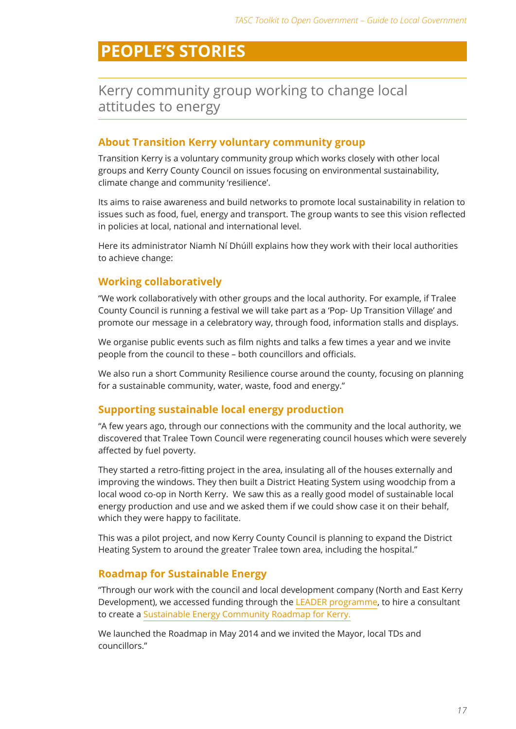# PEOPLE'S STORIES

## Kerry community group working to change local attitudes to energy

### About Transition Kerry voluntary community group

Transition Kerry is a voluntary community group which works closely with other local groups and Kerry County Council on issues focusing on environmental sustainability, climate change and community 'resilience'.

Its aims to raise awareness and build networks to promote local sustainability in relation to issues such as food, fuel, energy and transport. The group wants to see this vision reflected in policies at local, national and international level.

Here its administrator Niamh Ní Dhúill explains how they work with their local authorities to achieve change:

### Working collaboratively

"We work collaboratively with other groups and the local authority. For example, if Tralee County Council is running a festival we will take part as a 'Pop- Up Transition Village' and promote our message in a celebratory way, through food, information stalls and displays.

We organise public events such as film nights and talks a few times a year and we invite people from the council to these – both councillors and officials.

We also run a short Community Resilience course around the county, focusing on planning for a sustainable community, water, waste, food and energy."

### Supporting sustainable local energy production

"A few years ago, through our connections with the community and the local authority, we discovered that Tralee Town Council were regenerating council houses which were severely affected by fuel poverty.

They started a retro-fitting project in the area, insulating all of the houses externally and improving the windows. They then built a District Heating System using woodchip from a local wood co-op in North Kerry. We saw this as a really good model of sustainable local energy production and use and we asked them if we could show case it on their behalf, which they were happy to facilitate.

This was a pilot project, and now Kerry County Council is planning to expand the District Heating System to around the greater Tralee town area, including the hospital."

### Roadmap for Sustainable Energy

"Through our work with the council and local development company (North and East Kerry Development), we accessed funding through the LEADER programme, to hire a consultant to create a Sustainable Energy Community Roadmap for Kerry.

We launched the Roadmap in May 2014 and we invited the Mayor, local TDs and councillors."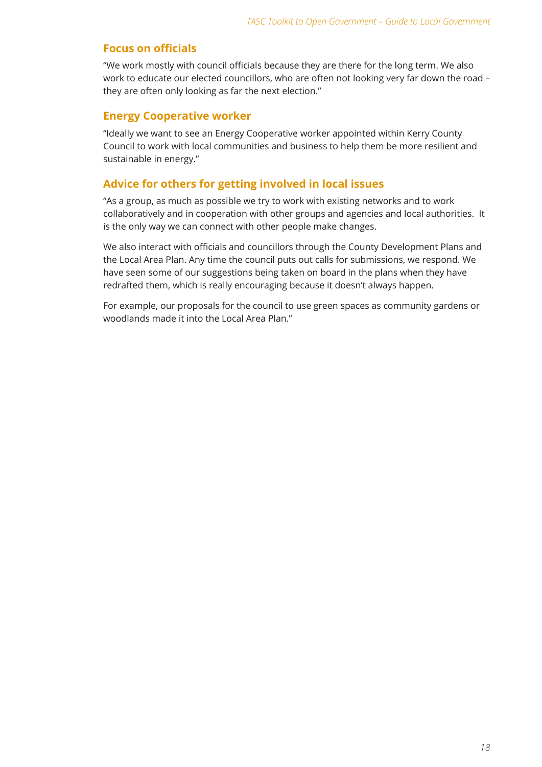## Focus on officials

"We work mostly with council officials because they are there for the long term. We also work to educate our elected councillors, who are often not looking very far down the road – they are often only looking as far the next election."

## Energy Cooperative worker

"Ideally we want to see an Energy Cooperative worker appointed within Kerry County Council to work with local communities and business to help them be more resilient and sustainable in energy."

## Advice for others for getting involved in local issues

"As a group, as much as possible we try to work with existing networks and to work collaboratively and in cooperation with other groups and agencies and local authorities. It is the only way we can connect with other people make changes.

We also interact with officials and councillors through the County Development Plans and the Local Area Plan. Any time the council puts out calls for submissions, we respond. We have seen some of our suggestions being taken on board in the plans when they have redrafted them, which is really encouraging because it doesn't always happen.

For example, our proposals for the council to use green spaces as community gardens or woodlands made it into the Local Area Plan."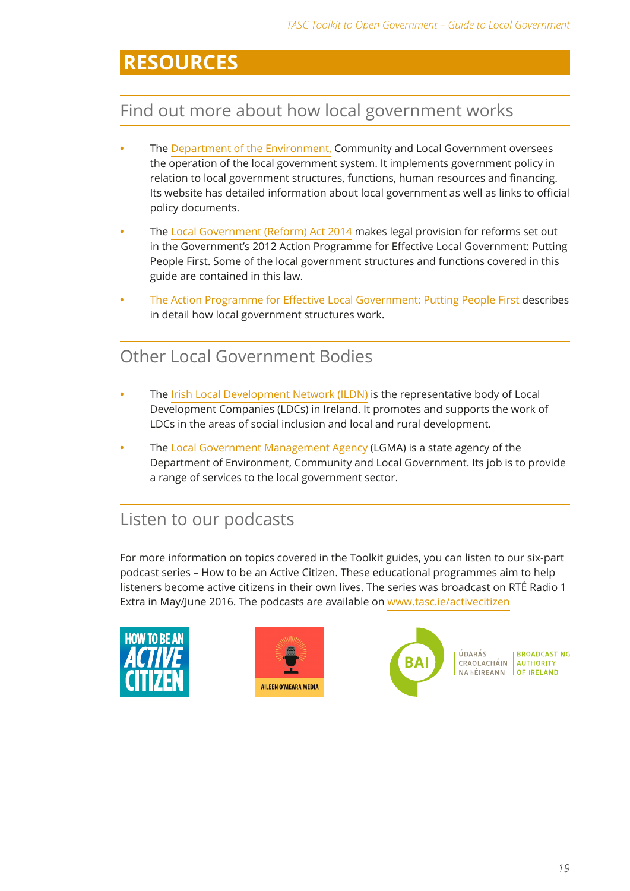# RESOURCES

## Find out more about how local government works

- The Department of the Environment, Community and Local Government oversees the operation of the local government system. It implements government policy in relation to local government structures, functions, human resources and financing. Its website has detailed information about local government as well as links to official policy documents.
- The Local Government (Reform) Act 2014 makes legal provision for reforms set out in the Government's 2012 Action Programme for Effective Local Government: Putting People First. Some of the local government structures and functions covered in this guide are contained in this law.
- The Action Programme for Effective Local Government: Putting People First describes in detail how local government structures work.

## Other Local Government Bodies

- The Irish Local Development Network (ILDN) is the representative body of Local Development Companies (LDCs) in Ireland. It promotes and supports the work of LDCs in the areas of social inclusion and local and rural development.
- The Local Government Management Agency (LGMA) is a state agency of the Department of Environment, Community and Local Government. Its job is to provide a range of services to the local government sector.

## Listen to our podcasts

For more information on topics covered in the Toolkit guides, you can listen to our six-part podcast series – How to be an Active Citizen. These educational programmes aim to help listeners become active citizens in their own lives. The series was broadcast on RTÉ Radio 1 Extra in May/June 2016. The podcasts are available on www.tasc.ie/activecitizen